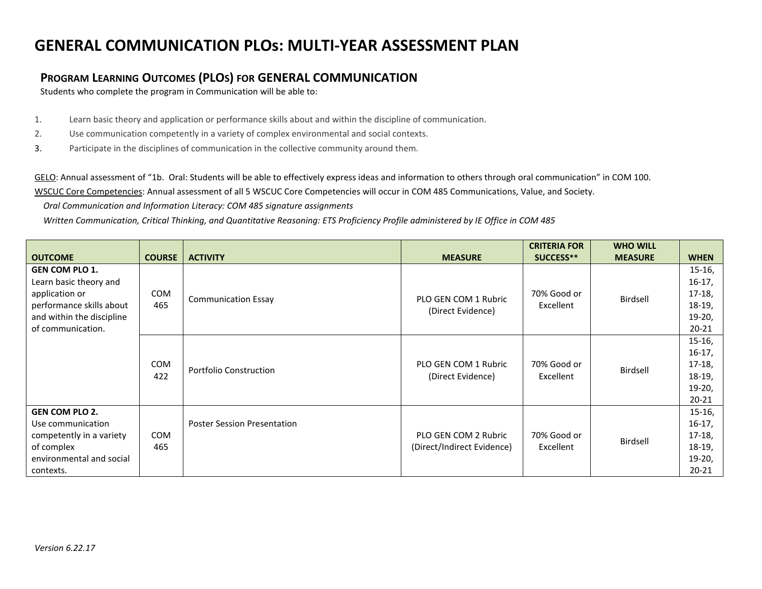# GENERAL COMMUNICATION PLOs: MULTI-YEAR ASSESSMENT PLAN

## PROGRAM LEARNING OUTCOMES (PLOs) FOR GENERAL COMMUNICATION

Students who complete the program in Communication will be able to:

1. Learn basic theory and application or performance skills about and within the discipline of communication.
2. Use communication competently in a variety of complex environmental and social contexts.
3. Participate in the disciplines of communication in the collective community around them.

GELO: Annual assessment of "1b. Oral: Students will be able to effectively express ideas and information to others through oral communication" in COM 100.

WSCUC Core Competencies: Annual assessment of all 5 WSCUC Core Competencies will occur in COM 485 Communications, Value, and Society.

*Oral Communication and Information Literacy: COM 485 signature assignments*

*Written Communication, Critical Thinking, and Quantitative Reasoning: ETS Proficiency Profile administered by IE Office in COM 485*

| OUTCOME | COURSE | ACTIVITY | MEASURE | CRITERIA FOR SUCCESS** | WHO WILL MEASURE | WHEN |
|---|---|---|---|---|---|---|
| **GEN COM PLO 1.** Learn basic theory and application or performance skills about and within the discipline of communication. | COM 465 | Communication Essay | PLO GEN COM 1 Rubric (Direct Evidence) | 70% Good or Excellent | Birdsell | 15-16, 16-17, 17-18, 18-19, 19-20, 20-21 |
| | COM 422 | Portfolio Construction | PLO GEN COM 1 Rubric (Direct Evidence) | 70% Good or Excellent | Birdsell | 15-16, 16-17, 17-18, 18-19, 19-20, 20-21 |
| **GEN COM PLO 2.** Use communication competently in a variety of complex environmental and social contexts. | COM 465 | Poster Session Presentation | PLO GEN COM 2 Rubric (Direct/Indirect Evidence) | 70% Good or Excellent | Birdsell | 15-16, 16-17, 17-18, 18-19, 19-20, 20-21 |

*Version 6.22.17*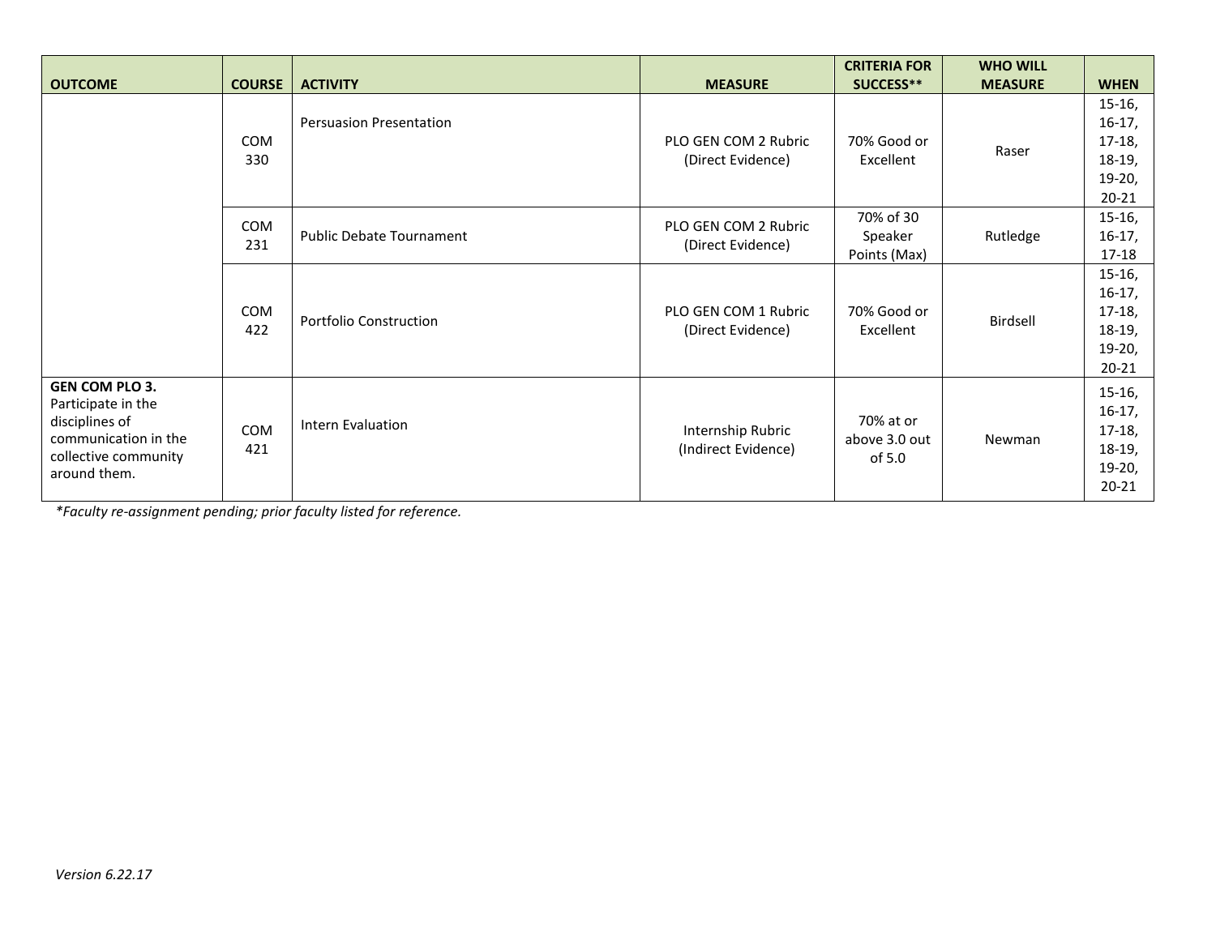| OUTCOME | COURSE | ACTIVITY | MEASURE | CRITERIA FOR SUCCESS** | WHO WILL MEASURE | WHEN |
|---|---|---|---|---|---|---|
| | COM 330 | Persuasion Presentation | PLO GEN COM 2 Rubric (Direct Evidence) | 70% Good or Excellent | Raser | 15-16, 16-17, 17-18, 18-19, 19-20, 20-21 |
| | COM 231 | Public Debate Tournament | PLO GEN COM 2 Rubric (Direct Evidence) | 70% of 30 Speaker Points (Max) | Rutledge | 15-16, 16-17, 17-18 |
| | COM 422 | Portfolio Construction | PLO GEN COM 1 Rubric (Direct Evidence) | 70% Good or Excellent | Birdsell | 15-16, 16-17, 17-18, 18-19, 19-20, 20-21 |
| **GEN COM PLO 3.** Participate in the disciplines of communication in the collective community around them. | COM 421 | Intern Evaluation | Internship Rubric (Indirect Evidence) | 70% at or above 3.0 out of 5.0 | Newman | 15-16, 16-17, 17-18, 18-19, 19-20, 20-21 |

*\*Faculty re-assignment pending; prior faculty listed for reference.*

*Version 6.22.17*